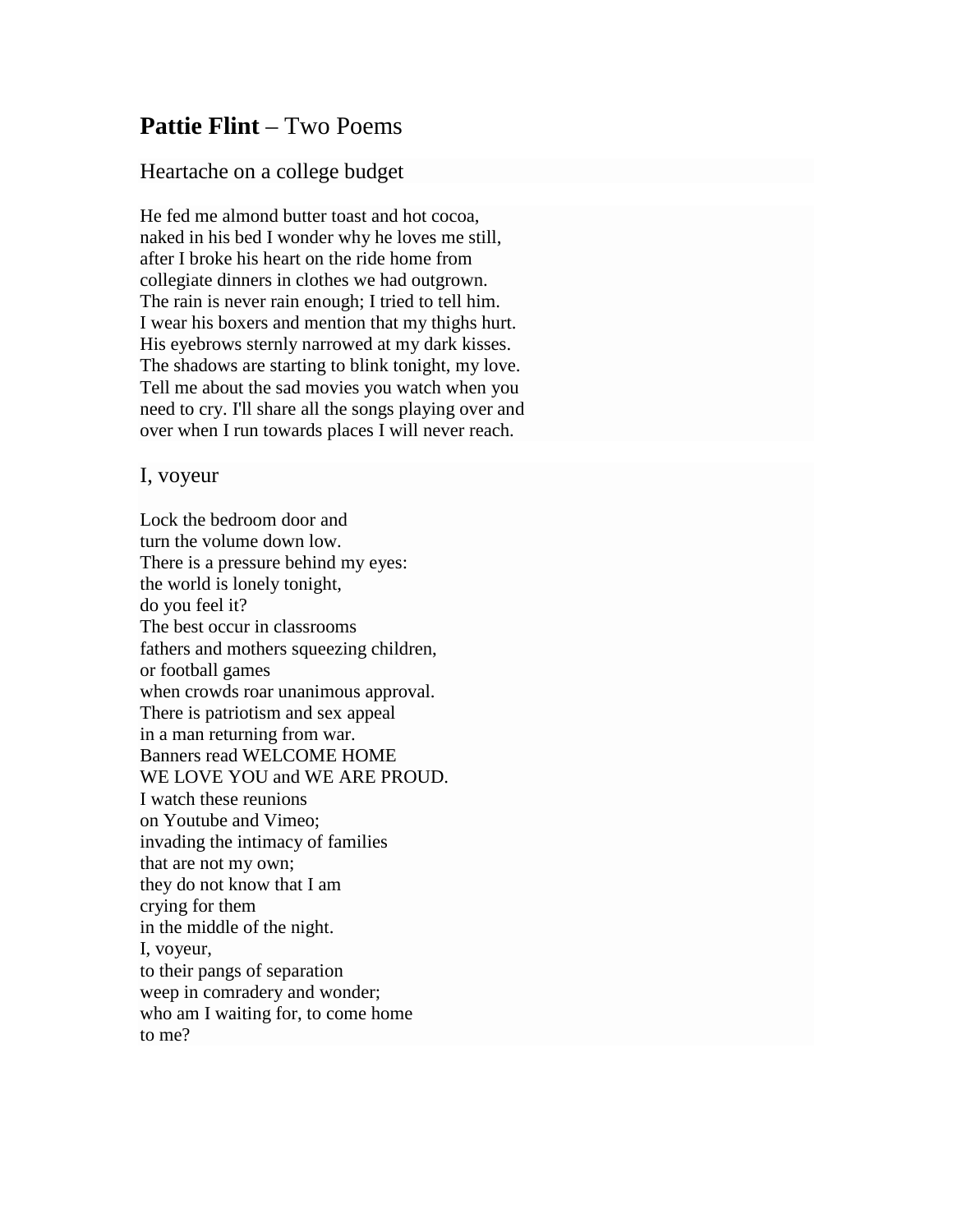# **Pattie Flint** – Two Poems

## Heartache on a college budget

He fed me almond butter toast and hot cocoa,  
naked in his bed I wonder why he loves me still,  
after I broke his heart on the ride home from  
collegiate dinners in clothes we had outgrown.  
The rain is never rain enough; I tried to tell him.  
I wear his boxers and mention that my thighs hurt.  
His eyebrows sternly narrowed at my dark kisses.  
The shadows are starting to blink tonight, my love.  
Tell me about the sad movies you watch when you  
need to cry. I'll share all the songs playing over and  
over when I run towards places I will never reach.

## I, voyeur

Lock the bedroom door and  
turn the volume down low.  
There is a pressure behind my eyes:  
the world is lonely tonight,  
do you feel it?  
The best occur in classrooms  
fathers and mothers squeezing children,  
or football games  
when crowds roar unanimous approval.  
There is patriotism and sex appeal  
in a man returning from war.  
Banners read WELCOME HOME  
WE LOVE YOU and WE ARE PROUD.  
I watch these reunions  
on Youtube and Vimeo;  
invading the intimacy of families  
that are not my own;  
they do not know that I am  
crying for them  
in the middle of the night.  
I, voyeur,  
to their pangs of separation  
weep in comradery and wonder;  
who am I waiting for, to come home  
to me?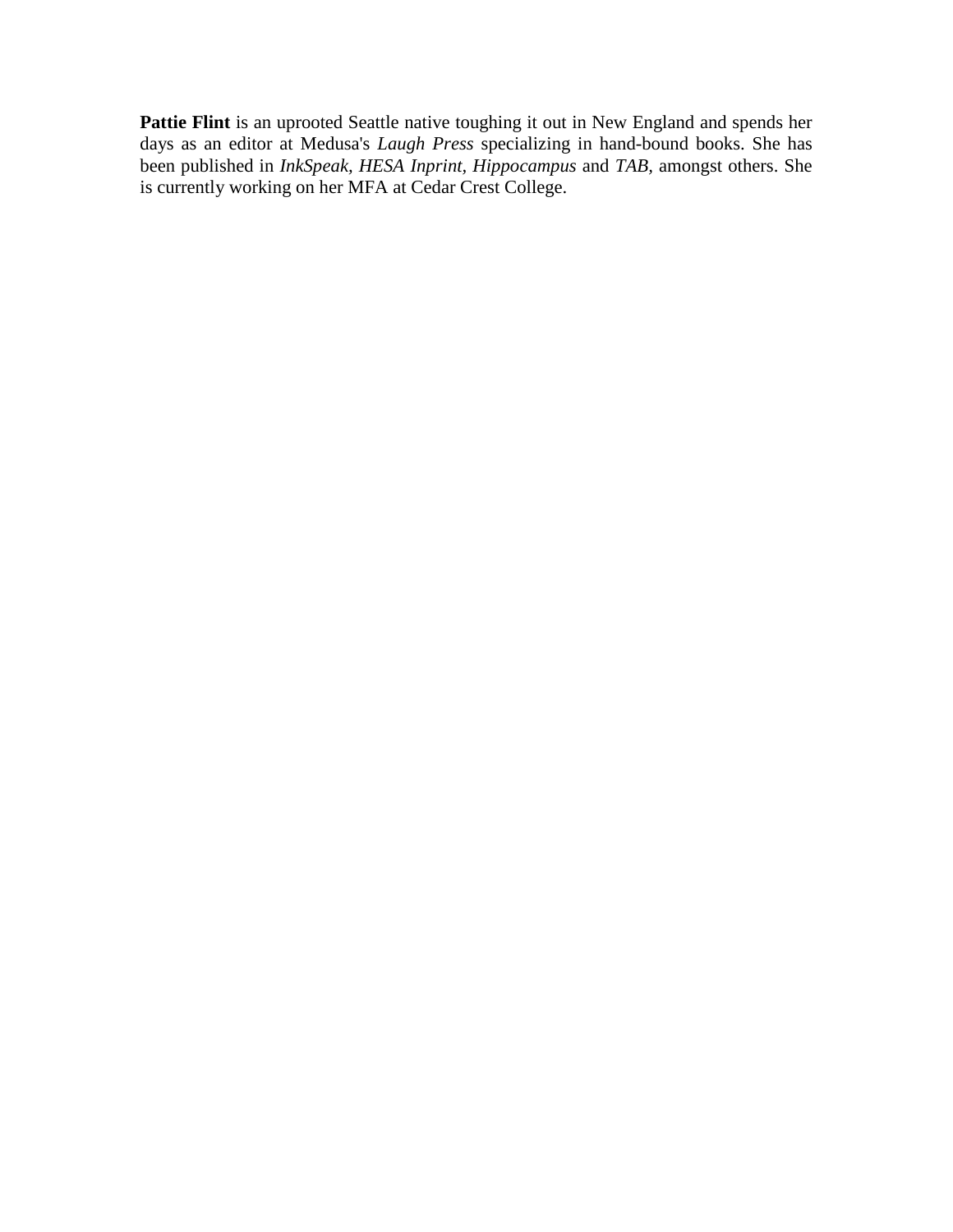**Pattie Flint** is an uprooted Seattle native toughing it out in New England and spends her days as an editor at Medusa's *Laugh Press* specializing in hand-bound books. She has been published in *InkSpeak*, *HESA Inprint*, *Hippocampus* and *TAB*, amongst others. She is currently working on her MFA at Cedar Crest College.